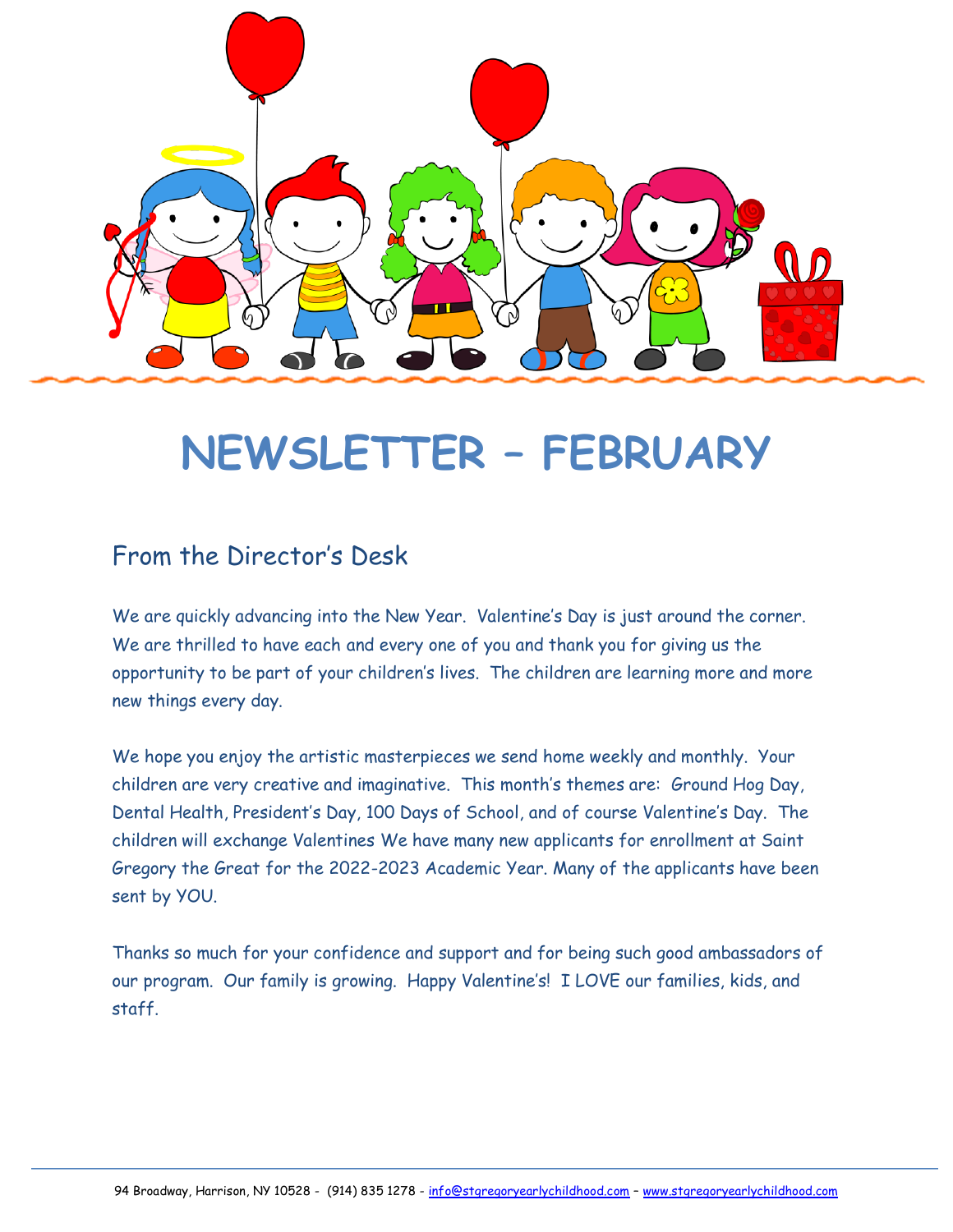# NEWSLETTER – FEBRUARY

## From the Director's Desk

We are quickly advancing into the New Year. Valentine's Day is just around the corner. We are thrilled to have each and every one of you and thank you for giving us the opportunity to be part of your children's lives. The children are learning more and more new things every day.

We hope you enjoy the artistic masterpieces we send home weekly and monthly. Your children are very creative and imaginative. This month's themes are: Ground Hog Day, Dental Health, President's Day, 100 Days of School, and of course Valentine's Day. The children will exchange Valentines We have many new applicants for enrollment at Saint Gregory the Great for the 2022-2023 Academic Year. Many of the applicants have been sent by YOU.

Thanks so much for your confidence and support and for being such good ambassadors of our program. Our family is growing. Happy Valentine's! I LOVE our families, kids, and staff.

94 Broadway, Harrison, NY 10528 - (914) 835 1278 - info@stgregoryearlychildhood.com – www.stgregoryearlychildhood.com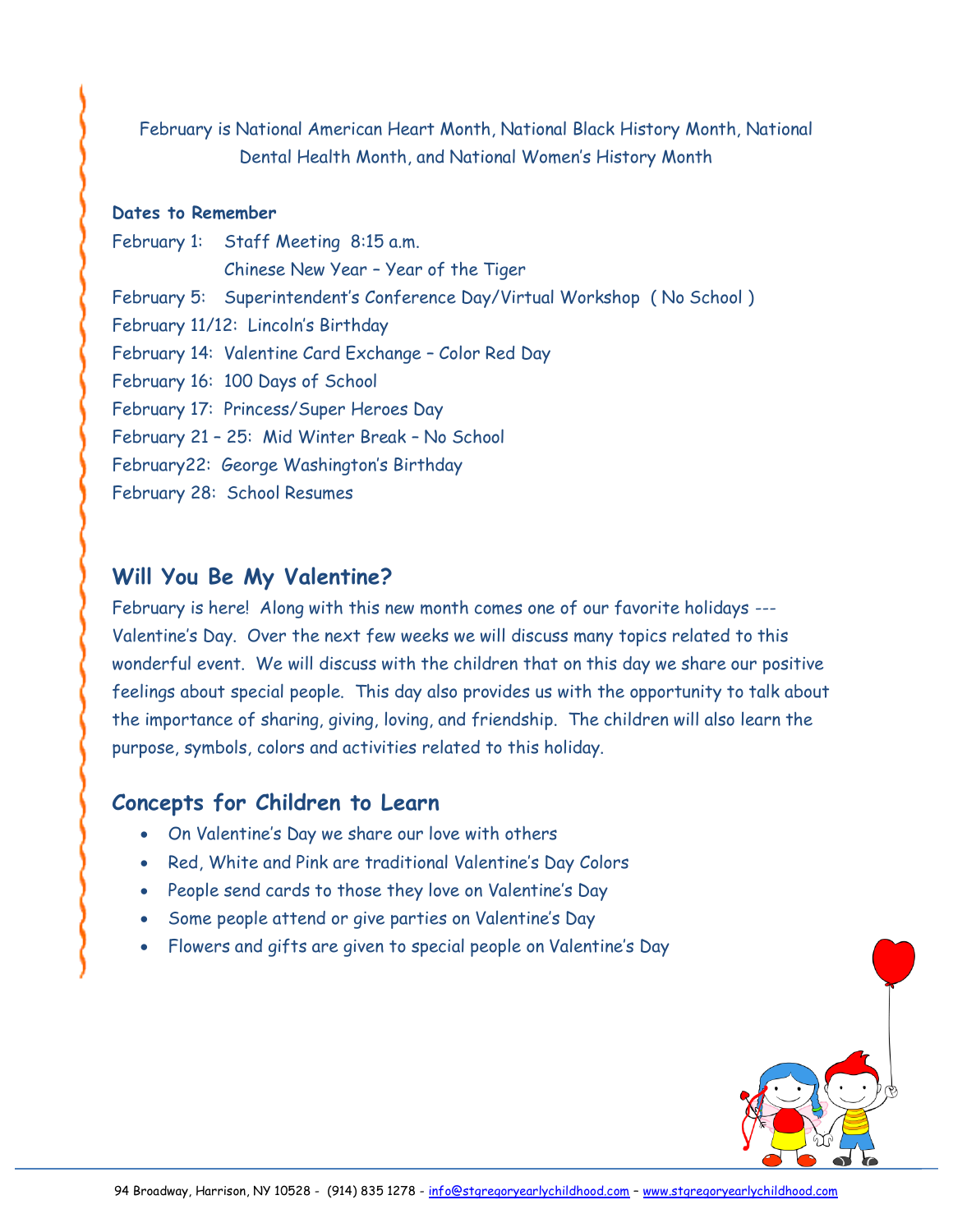February is National American Heart Month, National Black History Month, National Dental Health Month, and National Women's History Month

**Dates to Remember**

February 1: Staff Meeting 8:15 a.m.
Chinese New Year – Year of the Tiger
February 5: Superintendent's Conference Day/Virtual Workshop ( No School )
February 11/12: Lincoln's Birthday
February 14: Valentine Card Exchange – Color Red Day
February 16: 100 Days of School
February 17: Princess/Super Heroes Day
February 21 – 25: Mid Winter Break – No School
February22: George Washington's Birthday
February 28: School Resumes

## Will You Be My Valentine?

February is here! Along with this new month comes one of our favorite holidays --- Valentine's Day. Over the next few weeks we will discuss many topics related to this wonderful event. We will discuss with the children that on this day we share our positive feelings about special people. This day also provides us with the opportunity to talk about the importance of sharing, giving, loving, and friendship. The children will also learn the purpose, symbols, colors and activities related to this holiday.

## Concepts for Children to Learn

- On Valentine's Day we share our love with others
- Red, White and Pink are traditional Valentine's Day Colors
- People send cards to those they love on Valentine's Day
- Some people attend or give parties on Valentine's Day
- Flowers and gifts are given to special people on Valentine's Day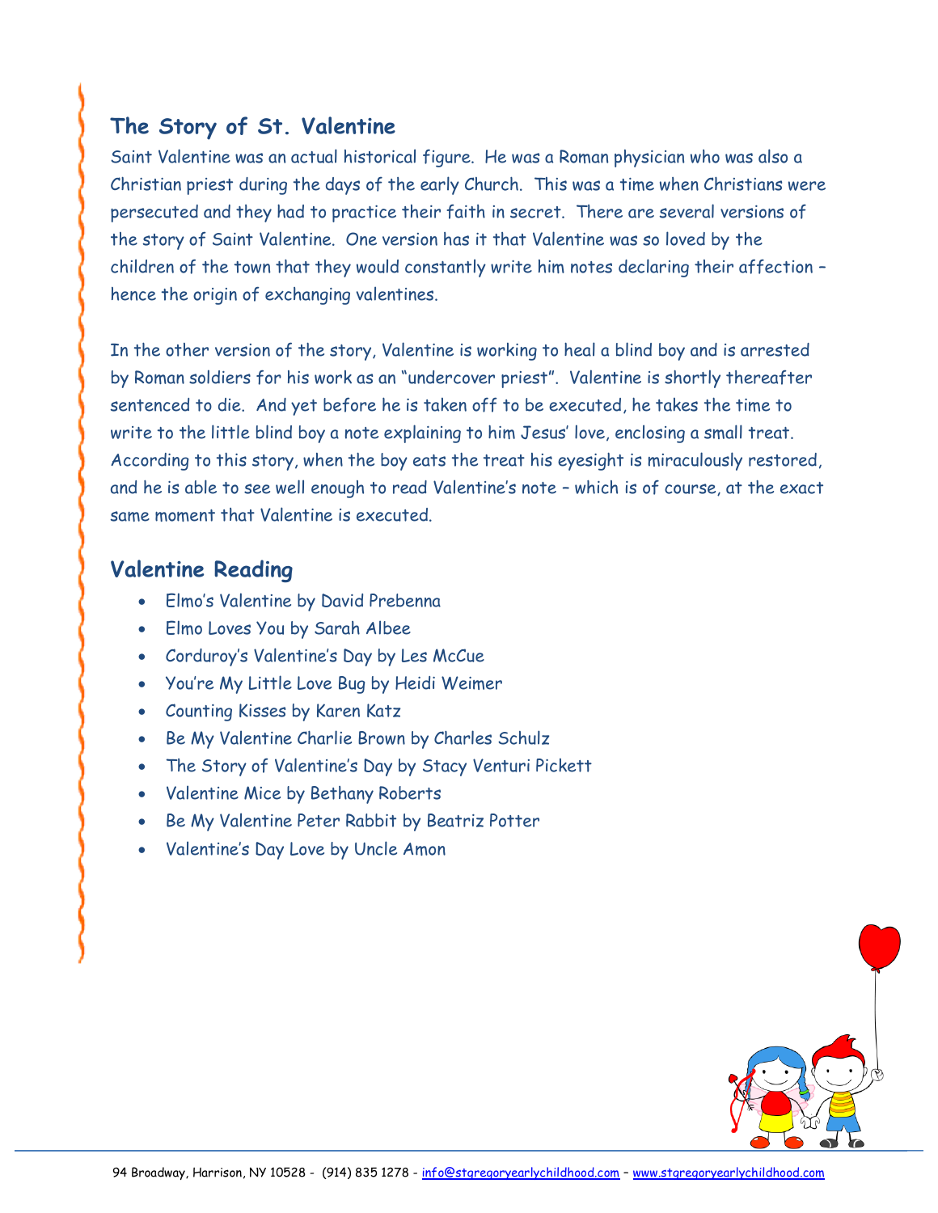## The Story of St. Valentine

Saint Valentine was an actual historical figure. He was a Roman physician who was also a Christian priest during the days of the early Church. This was a time when Christians were persecuted and they had to practice their faith in secret. There are several versions of the story of Saint Valentine. One version has it that Valentine was so loved by the children of the town that they would constantly write him notes declaring their affection – hence the origin of exchanging valentines.

In the other version of the story, Valentine is working to heal a blind boy and is arrested by Roman soldiers for his work as an "undercover priest". Valentine is shortly thereafter sentenced to die. And yet before he is taken off to be executed, he takes the time to write to the little blind boy a note explaining to him Jesus' love, enclosing a small treat. According to this story, when the boy eats the treat his eyesight is miraculously restored, and he is able to see well enough to read Valentine's note – which is of course, at the exact same moment that Valentine is executed.

## Valentine Reading

- Elmo's Valentine by David Prebenna
- Elmo Loves You by Sarah Albee
- Corduroy's Valentine's Day by Les McCue
- You're My Little Love Bug by Heidi Weimer
- Counting Kisses by Karen Katz
- Be My Valentine Charlie Brown by Charles Schulz
- The Story of Valentine's Day by Stacy Venturi Pickett
- Valentine Mice by Bethany Roberts
- Be My Valentine Peter Rabbit by Beatriz Potter
- Valentine's Day Love by Uncle Amon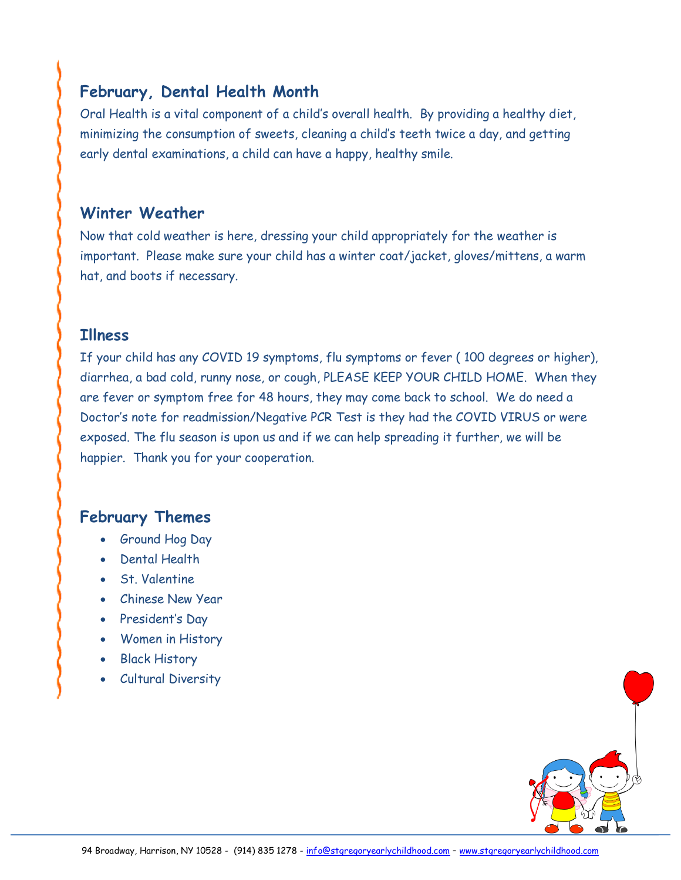## February, Dental Health Month

Oral Health is a vital component of a child's overall health. By providing a healthy diet, minimizing the consumption of sweets, cleaning a child's teeth twice a day, and getting early dental examinations, a child can have a happy, healthy smile.

## Winter Weather

Now that cold weather is here, dressing your child appropriately for the weather is important. Please make sure your child has a winter coat/jacket, gloves/mittens, a warm hat, and boots if necessary.

## Illness

If your child has any COVID 19 symptoms, flu symptoms or fever ( 100 degrees or higher), diarrhea, a bad cold, runny nose, or cough, PLEASE KEEP YOUR CHILD HOME. When they are fever or symptom free for 48 hours, they may come back to school. We do need a Doctor's note for readmission/Negative PCR Test is they had the COVID VIRUS or were exposed. The flu season is upon us and if we can help spreading it further, we will be happier. Thank you for your cooperation.

## February Themes

- Ground Hog Day
- Dental Health
- St. Valentine
- Chinese New Year
- President's Day
- Women in History
- Black History
- Cultural Diversity

94 Broadway, Harrison, NY 10528 - (914) 835 1278 - info@stgregoryearlychildhood.com – www.stgregoryearlychildhood.com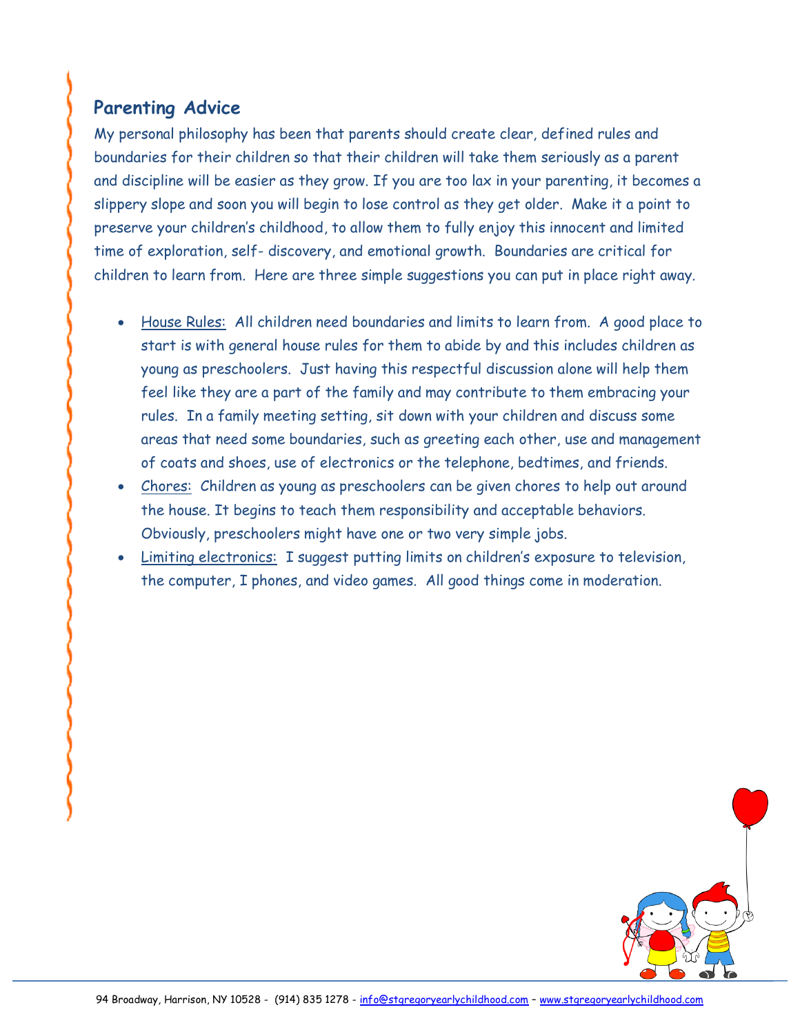## Parenting Advice

My personal philosophy has been that parents should create clear, defined rules and boundaries for their children so that their children will take them seriously as a parent and discipline will be easier as they grow. If you are too lax in your parenting, it becomes a slippery slope and soon you will begin to lose control as they get older. Make it a point to preserve your children's childhood, to allow them to fully enjoy this innocent and limited time of exploration, self- discovery, and emotional growth. Boundaries are critical for children to learn from. Here are three simple suggestions you can put in place right away.

- House Rules: All children need boundaries and limits to learn from. A good place to start is with general house rules for them to abide by and this includes children as young as preschoolers. Just having this respectful discussion alone will help them feel like they are a part of the family and may contribute to them embracing your rules. In a family meeting setting, sit down with your children and discuss some areas that need some boundaries, such as greeting each other, use and management of coats and shoes, use of electronics or the telephone, bedtimes, and friends.
- Chores: Children as young as preschoolers can be given chores to help out around the house. It begins to teach them responsibility and acceptable behaviors. Obviously, preschoolers might have one or two very simple jobs.
- Limiting electronics: I suggest putting limits on children's exposure to television, the computer, I phones, and video games. All good things come in moderation.